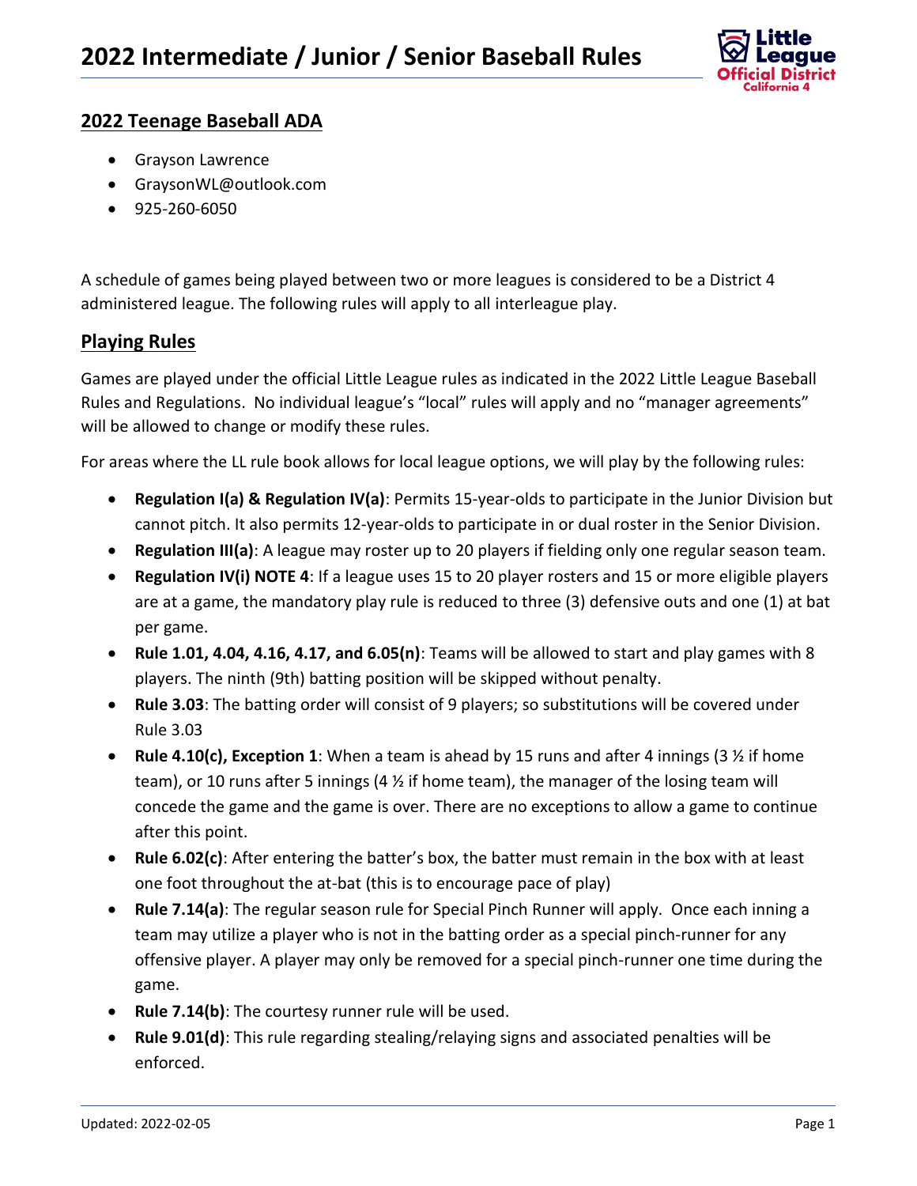# 2022 Intermediate / Junior / Senior Baseball Rules

## 2022 Teenage Baseball ADA

- Grayson Lawrence
- GraysonWL@outlook.com
- 925-260-6050

A schedule of games being played between two or more leagues is considered to be a District 4 administered league. The following rules will apply to all interleague play.

## Playing Rules

Games are played under the official Little League rules as indicated in the 2022 Little League Baseball Rules and Regulations. No individual league's "local" rules will apply and no "manager agreements" will be allowed to change or modify these rules.

For areas where the LL rule book allows for local league options, we will play by the following rules:

- **Regulation I(a) & Regulation IV(a)**: Permits 15-year-olds to participate in the Junior Division but cannot pitch. It also permits 12-year-olds to participate in or dual roster in the Senior Division.
- **Regulation III(a)**: A league may roster up to 20 players if fielding only one regular season team.
- **Regulation IV(i) NOTE 4**: If a league uses 15 to 20 player rosters and 15 or more eligible players are at a game, the mandatory play rule is reduced to three (3) defensive outs and one (1) at bat per game.
- **Rule 1.01, 4.04, 4.16, 4.17, and 6.05(n)**: Teams will be allowed to start and play games with 8 players. The ninth (9th) batting position will be skipped without penalty.
- **Rule 3.03**: The batting order will consist of 9 players; so substitutions will be covered under Rule 3.03
- **Rule 4.10(c), Exception 1**: When a team is ahead by 15 runs and after 4 innings (3 ½ if home team), or 10 runs after 5 innings (4 ½ if home team), the manager of the losing team will concede the game and the game is over. There are no exceptions to allow a game to continue after this point.
- **Rule 6.02(c)**: After entering the batter's box, the batter must remain in the box with at least one foot throughout the at-bat (this is to encourage pace of play)
- **Rule 7.14(a)**: The regular season rule for Special Pinch Runner will apply. Once each inning a team may utilize a player who is not in the batting order as a special pinch-runner for any offensive player. A player may only be removed for a special pinch-runner one time during the game.
- **Rule 7.14(b)**: The courtesy runner rule will be used.
- **Rule 9.01(d)**: This rule regarding stealing/relaying signs and associated penalties will be enforced.

Updated: 2022-02-05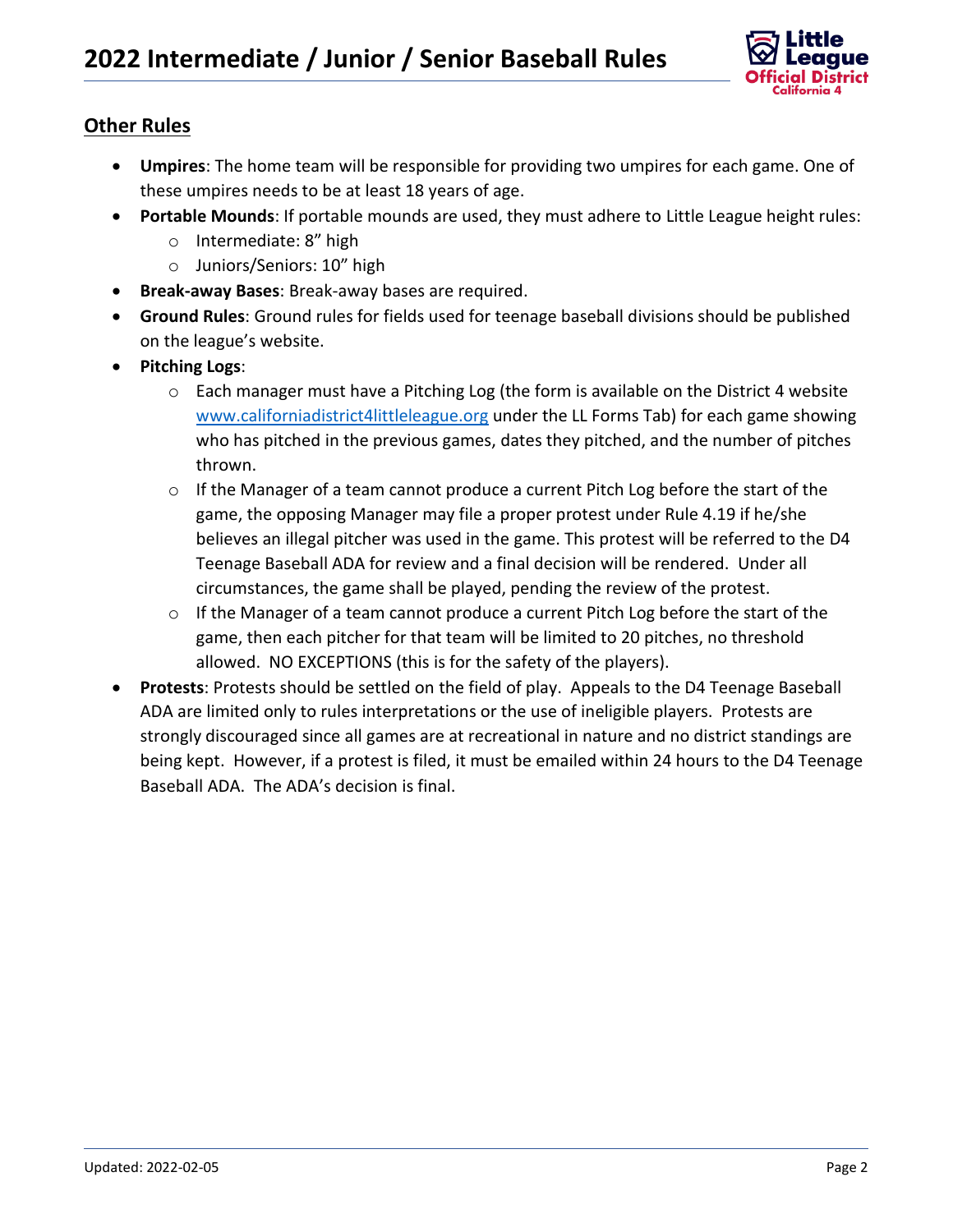## Other Rules

- **Umpires**: The home team will be responsible for providing two umpires for each game. One of these umpires needs to be at least 18 years of age.
- **Portable Mounds**: If portable mounds are used, they must adhere to Little League height rules:
  - Intermediate: 8" high
  - Juniors/Seniors: 10" high
- **Break-away Bases**: Break-away bases are required.
- **Ground Rules**: Ground rules for fields used for teenage baseball divisions should be published on the league's website.
- **Pitching Logs**:
  - Each manager must have a Pitching Log (the form is available on the District 4 website www.californiadistrict4littleleague.org under the LL Forms Tab) for each game showing who has pitched in the previous games, dates they pitched, and the number of pitches thrown.
  - If the Manager of a team cannot produce a current Pitch Log before the start of the game, the opposing Manager may file a proper protest under Rule 4.19 if he/she believes an illegal pitcher was used in the game. This protest will be referred to the D4 Teenage Baseball ADA for review and a final decision will be rendered. Under all circumstances, the game shall be played, pending the review of the protest.
  - If the Manager of a team cannot produce a current Pitch Log before the start of the game, then each pitcher for that team will be limited to 20 pitches, no threshold allowed. NO EXCEPTIONS (this is for the safety of the players).
- **Protests**: Protests should be settled on the field of play. Appeals to the D4 Teenage Baseball ADA are limited only to rules interpretations or the use of ineligible players. Protests are strongly discouraged since all games are at recreational in nature and no district standings are being kept. However, if a protest is filed, it must be emailed within 24 hours to the D4 Teenage Baseball ADA. The ADA's decision is final.